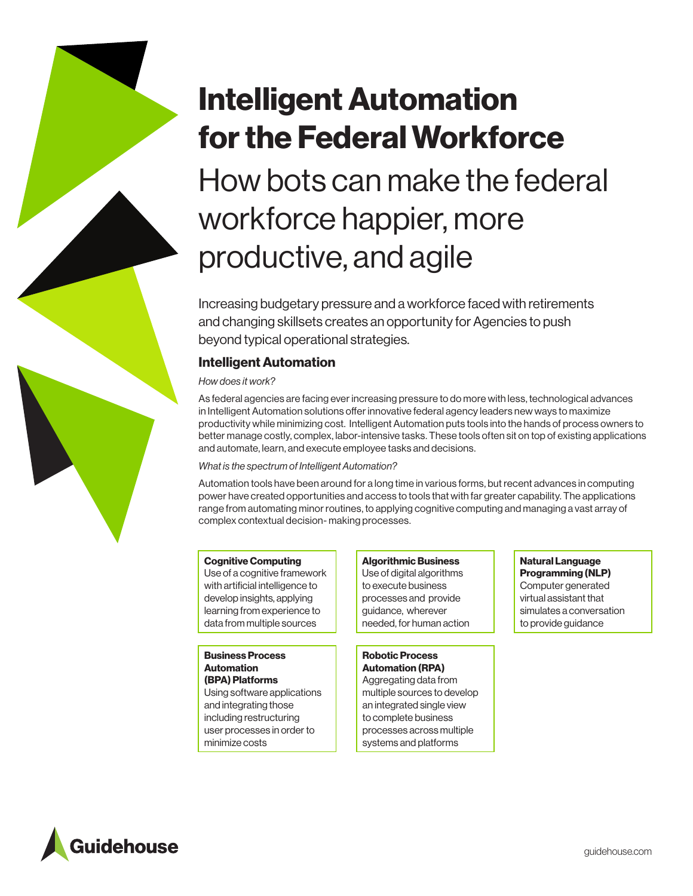# Intelligent Automation for the Federal Workforce

## How bots can make the federal workforce happier, more productive, and agile

Increasing budgetary pressure and a workforce faced with retirements and changing skillsets creates an opportunity for Agencies to push beyond typical operational strategies.

### Intelligent Automation

*How does it work?*

As federal agencies are facing ever increasing pressure to do more with less, technological advances in Intelligent Automation solutions offer innovative federal agency leaders new ways to maximize productivity while minimizing cost. Intelligent Automation puts tools into the hands of process owners to better manage costly, complex, labor-intensive tasks. These tools often sit on top of existing applications and automate, learn, and execute employee tasks and decisions.

*What is the spectrum of Intelligent Automation?*

Automation tools have been around for a long time in various forms, but recent advances in computing power have created opportunities and access to tools that with far greater capability. The applications range from automating minor routines, to applying cognitive computing and managing a vast array of complex contextual decision- making processes.

**Cognitive Computing**
Use of a cognitive framework with artificial intelligence to develop insights, applying learning from experience to data from multiple sources

**Algorithmic Business**
Use of digital algorithms to execute business processes and provide guidance, wherever needed, for human action

**Natural Language Programming (NLP)**
Computer generated virtual assistant that simulates a conversation to provide guidance

**Business Process Automation (BPA) Platforms**
Using software applications and integrating those including restructuring user processes in order to minimize costs

**Robotic Process Automation (RPA)**
Aggregating data from multiple sources to develop an integrated single view to complete business processes across multiple systems and platforms

Guidehouse

guidehouse.com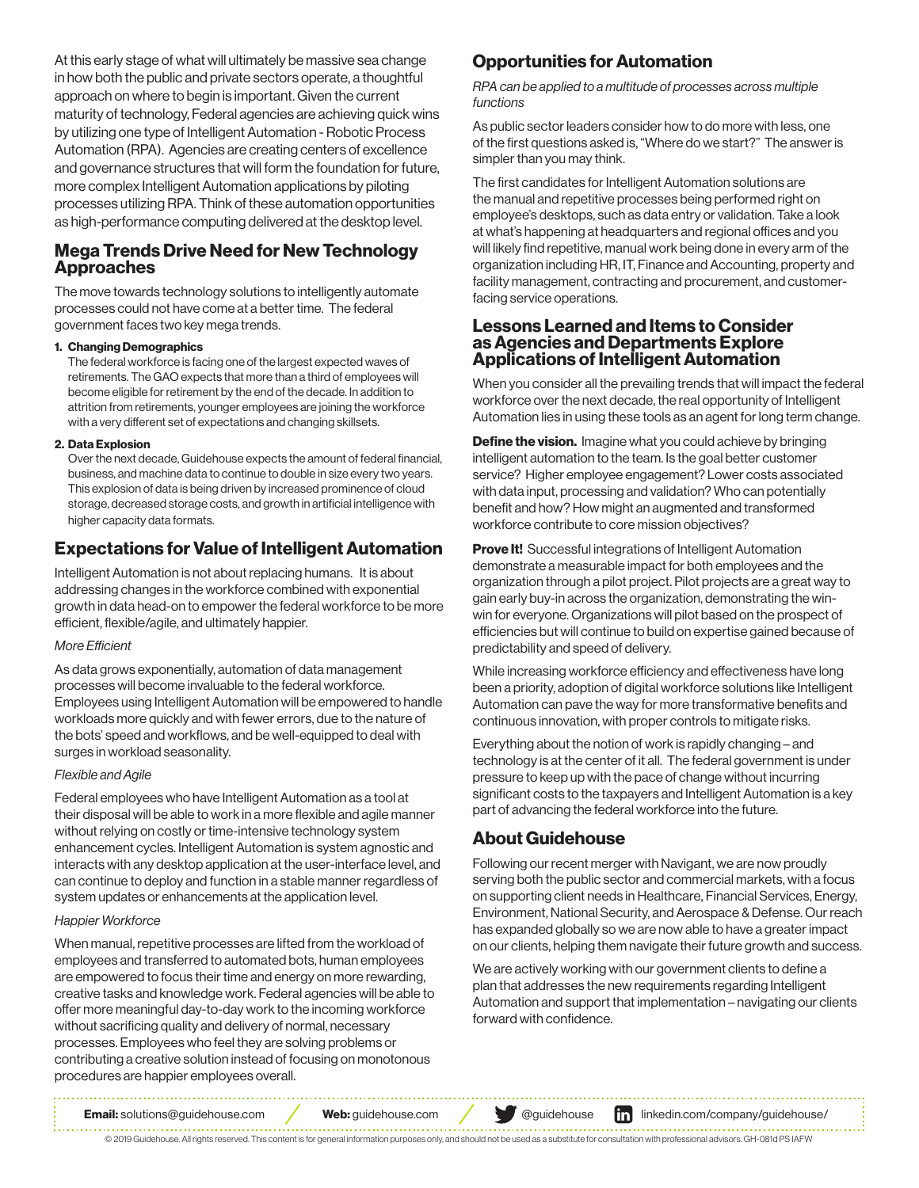At this early stage of what will ultimately be massive sea change in how both the public and private sectors operate, a thoughtful approach on where to begin is important. Given the current maturity of technology, Federal agencies are achieving quick wins by utilizing one type of Intelligent Automation - Robotic Process Automation (RPA). Agencies are creating centers of excellence and governance structures that will form the foundation for future, more complex Intelligent Automation applications by piloting processes utilizing RPA. Think of these automation opportunities as high-performance computing delivered at the desktop level.

## Mega Trends Drive Need for New Technology Approaches

The move towards technology solutions to intelligently automate processes could not have come at a better time. The federal government faces two key mega trends.

1. **Changing Demographics**
   The federal workforce is facing one of the largest expected waves of retirements. The GAO expects that more than a third of employees will become eligible for retirement by the end of the decade. In addition to attrition from retirements, younger employees are joining the workforce with a very different set of expectations and changing skillsets.

2. **Data Explosion**
   Over the next decade, Guidehouse expects the amount of federal financial, business, and machine data to continue to double in size every two years. This explosion of data is being driven by increased prominence of cloud storage, decreased storage costs, and growth in artificial intelligence with higher capacity data formats.

## Expectations for Value of Intelligent Automation

Intelligent Automation is not about replacing humans. It is about addressing changes in the workforce combined with exponential growth in data head-on to empower the federal workforce to be more efficient, flexible/agile, and ultimately happier.

*More Efficient*

As data grows exponentially, automation of data management processes will become invaluable to the federal workforce. Employees using Intelligent Automation will be empowered to handle workloads more quickly and with fewer errors, due to the nature of the bots' speed and workflows, and be well-equipped to deal with surges in workload seasonality.

*Flexible and Agile*

Federal employees who have Intelligent Automation as a tool at their disposal will be able to work in a more flexible and agile manner without relying on costly or time-intensive technology system enhancement cycles. Intelligent Automation is system agnostic and interacts with any desktop application at the user-interface level, and can continue to deploy and function in a stable manner regardless of system updates or enhancements at the application level.

*Happier Workforce*

When manual, repetitive processes are lifted from the workload of employees and transferred to automated bots, human employees are empowered to focus their time and energy on more rewarding, creative tasks and knowledge work. Federal agencies will be able to offer more meaningful day-to-day work to the incoming workforce without sacrificing quality and delivery of normal, necessary processes. Employees who feel they are solving problems or contributing a creative solution instead of focusing on monotonous procedures are happier employees overall.

## Opportunities for Automation

*RPA can be applied to a multitude of processes across multiple functions*

As public sector leaders consider how to do more with less, one of the first questions asked is, "Where do we start?" The answer is simpler than you may think.

The first candidates for Intelligent Automation solutions are the manual and repetitive processes being performed right on employee's desktops, such as data entry or validation. Take a look at what's happening at headquarters and regional offices and you will likely find repetitive, manual work being done in every arm of the organization including HR, IT, Finance and Accounting, property and facility management, contracting and procurement, and customer-facing service operations.

## Lessons Learned and Items to Consider as Agencies and Departments Explore Applications of Intelligent Automation

When you consider all the prevailing trends that will impact the federal workforce over the next decade, the real opportunity of Intelligent Automation lies in using these tools as an agent for long term change.

**Define the vision.** Imagine what you could achieve by bringing intelligent automation to the team. Is the goal better customer service? Higher employee engagement? Lower costs associated with data input, processing and validation? Who can potentially benefit and how? How might an augmented and transformed workforce contribute to core mission objectives?

**Prove It!** Successful integrations of Intelligent Automation demonstrate a measurable impact for both employees and the organization through a pilot project. Pilot projects are a great way to gain early buy-in across the organization, demonstrating the win-win for everyone. Organizations will pilot based on the prospect of efficiencies but will continue to build on expertise gained because of predictability and speed of delivery.

While increasing workforce efficiency and effectiveness have long been a priority, adoption of digital workforce solutions like Intelligent Automation can pave the way for more transformative benefits and continuous innovation, with proper controls to mitigate risks.

Everything about the notion of work is rapidly changing – and technology is at the center of it all. The federal government is under pressure to keep up with the pace of change without incurring significant costs to the taxpayers and Intelligent Automation is a key part of advancing the federal workforce into the future.

## About Guidehouse

Following our recent merger with Navigant, we are now proudly serving both the public sector and commercial markets, with a focus on supporting client needs in Healthcare, Financial Services, Energy, Environment, National Security, and Aerospace & Defense. Our reach has expanded globally so we are now able to have a greater impact on our clients, helping them navigate their future growth and success.

We are actively working with our government clients to define a plan that addresses the new requirements regarding Intelligent Automation and support that implementation – navigating our clients forward with confidence.

**Email:** solutions@guidehouse.com / **Web:** guidehouse.com / @guidehouse linkedin.com/company/guidehouse/

© 2019 Guidehouse. All rights reserved. This content is for general information purposes only, and should not be used as a substitute for consultation with professional advisors. GH-081d PS IAFW